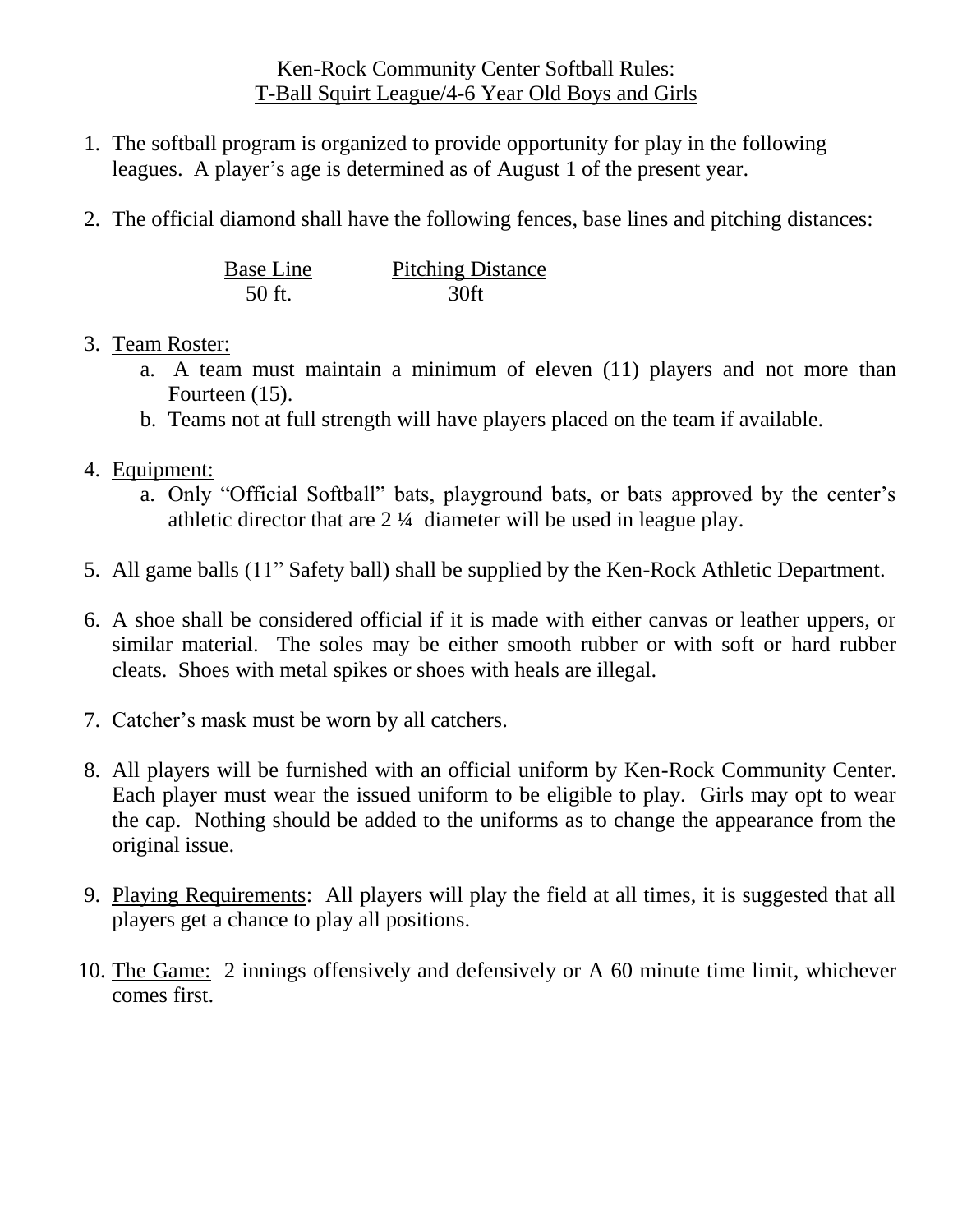Ken-Rock Community Center Softball Rules:
T-Ball Squirt League/4-6 Year Old Boys and Girls

1. The softball program is organized to provide opportunity for play in the following leagues. A player's age is determined as of August 1 of the present year.

2. The official diamond shall have the following fences, base lines and pitching distances:

| Base Line | Pitching Distance |
|---|---|
| 50 ft. | 30ft |

3. Team Roster:
   a. A team must maintain a minimum of eleven (11) players and not more than Fourteen (15).
   b. Teams not at full strength will have players placed on the team if available.

4. Equipment:
   a. Only "Official Softball" bats, playground bats, or bats approved by the center's athletic director that are 2 ¼ diameter will be used in league play.

5. All game balls (11" Safety ball) shall be supplied by the Ken-Rock Athletic Department.

6. A shoe shall be considered official if it is made with either canvas or leather uppers, or similar material. The soles may be either smooth rubber or with soft or hard rubber cleats. Shoes with metal spikes or shoes with heals are illegal.

7. Catcher's mask must be worn by all catchers.

8. All players will be furnished with an official uniform by Ken-Rock Community Center. Each player must wear the issued uniform to be eligible to play. Girls may opt to wear the cap. Nothing should be added to the uniforms as to change the appearance from the original issue.

9. Playing Requirements: All players will play the field at all times, it is suggested that all players get a chance to play all positions.

10. The Game: 2 innings offensively and defensively or A 60 minute time limit, whichever comes first.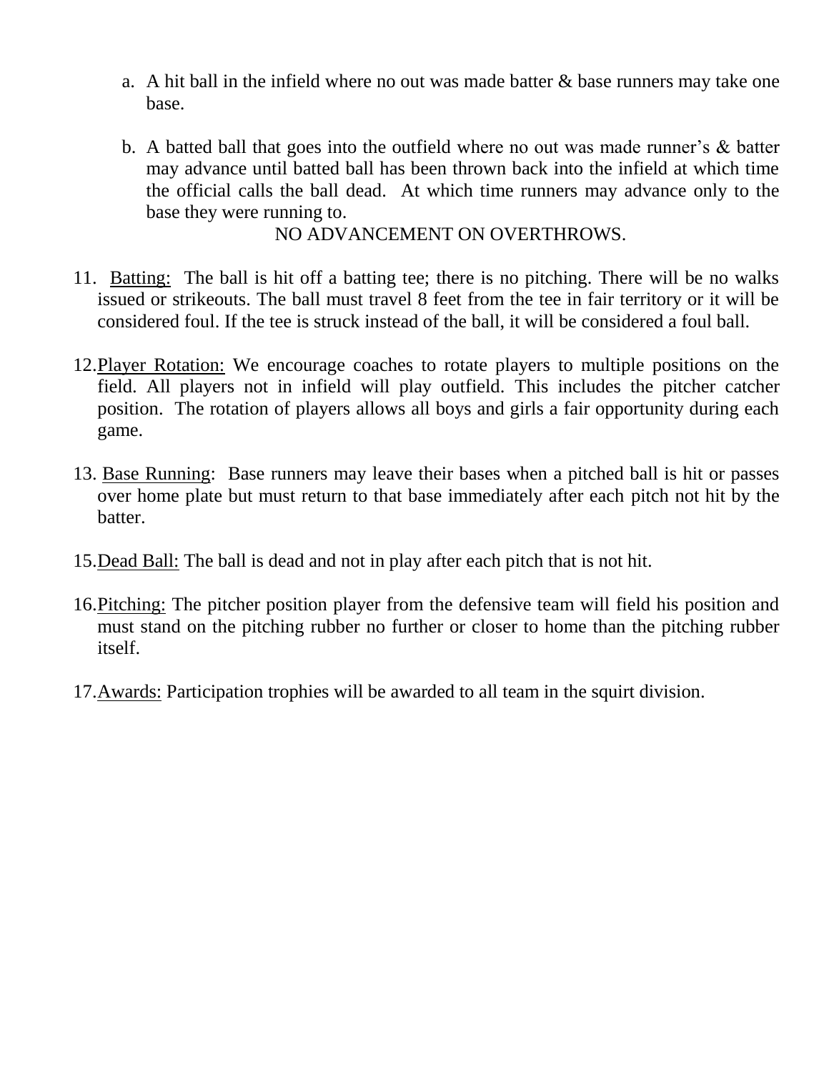a. A hit ball in the infield where no out was made batter & base runners may take one base.

b. A batted ball that goes into the outfield where no out was made runner's & batter may advance until batted ball has been thrown back into the infield at which time the official calls the ball dead. At which time runners may advance only to the base they were running to.

NO ADVANCEMENT ON OVERTHROWS.

11. <u>Batting:</u> The ball is hit off a batting tee; there is no pitching. There will be no walks issued or strikeouts. The ball must travel 8 feet from the tee in fair territory or it will be considered foul. If the tee is struck instead of the ball, it will be considered a foul ball.

12. <u>Player Rotation:</u> We encourage coaches to rotate players to multiple positions on the field. All players not in infield will play outfield. This includes the pitcher catcher position. The rotation of players allows all boys and girls a fair opportunity during each game.

13. <u>Base Running</u>: Base runners may leave their bases when a pitched ball is hit or passes over home plate but must return to that base immediately after each pitch not hit by the batter.

15. <u>Dead Ball:</u> The ball is dead and not in play after each pitch that is not hit.

16. <u>Pitching:</u> The pitcher position player from the defensive team will field his position and must stand on the pitching rubber no further or closer to home than the pitching rubber itself.

17. <u>Awards:</u> Participation trophies will be awarded to all team in the squirt division.